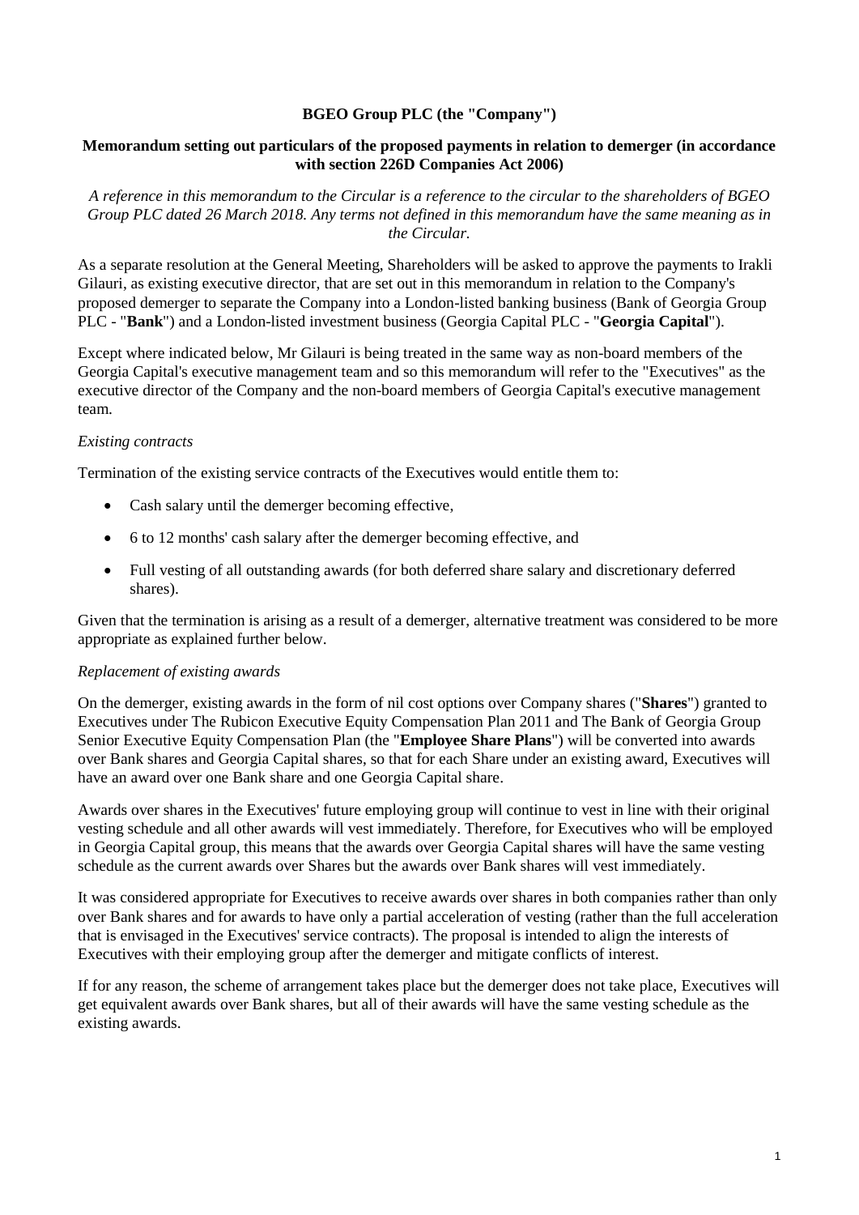**BGEO Group PLC (the "Company")**

**Memorandum setting out particulars of the proposed payments in relation to demerger (in accordance with section 226D Companies Act 2006)**

*A reference in this memorandum to the Circular is a reference to the circular to the shareholders of BGEO Group PLC dated 26 March 2018. Any terms not defined in this memorandum have the same meaning as in the Circular.*

As a separate resolution at the General Meeting, Shareholders will be asked to approve the payments to Irakli Gilauri, as existing executive director, that are set out in this memorandum in relation to the Company's proposed demerger to separate the Company into a London-listed banking business (Bank of Georgia Group PLC - "**Bank**") and a London-listed investment business (Georgia Capital PLC - "**Georgia Capital**").

Except where indicated below, Mr Gilauri is being treated in the same way as non-board members of the Georgia Capital's executive management team and so this memorandum will refer to the "Executives" as the executive director of the Company and the non-board members of Georgia Capital's executive management team.

*Existing contracts*

Termination of the existing service contracts of the Executives would entitle them to:

- Cash salary until the demerger becoming effective,
- 6 to 12 months' cash salary after the demerger becoming effective, and
- Full vesting of all outstanding awards (for both deferred share salary and discretionary deferred shares).

Given that the termination is arising as a result of a demerger, alternative treatment was considered to be more appropriate as explained further below.

*Replacement of existing awards*

On the demerger, existing awards in the form of nil cost options over Company shares ("**Shares**") granted to Executives under The Rubicon Executive Equity Compensation Plan 2011 and The Bank of Georgia Group Senior Executive Equity Compensation Plan (the "**Employee Share Plans**") will be converted into awards over Bank shares and Georgia Capital shares, so that for each Share under an existing award, Executives will have an award over one Bank share and one Georgia Capital share.

Awards over shares in the Executives' future employing group will continue to vest in line with their original vesting schedule and all other awards will vest immediately. Therefore, for Executives who will be employed in Georgia Capital group, this means that the awards over Georgia Capital shares will have the same vesting schedule as the current awards over Shares but the awards over Bank shares will vest immediately.

It was considered appropriate for Executives to receive awards over shares in both companies rather than only over Bank shares and for awards to have only a partial acceleration of vesting (rather than the full acceleration that is envisaged in the Executives' service contracts). The proposal is intended to align the interests of Executives with their employing group after the demerger and mitigate conflicts of interest.

If for any reason, the scheme of arrangement takes place but the demerger does not take place, Executives will get equivalent awards over Bank shares, but all of their awards will have the same vesting schedule as the existing awards.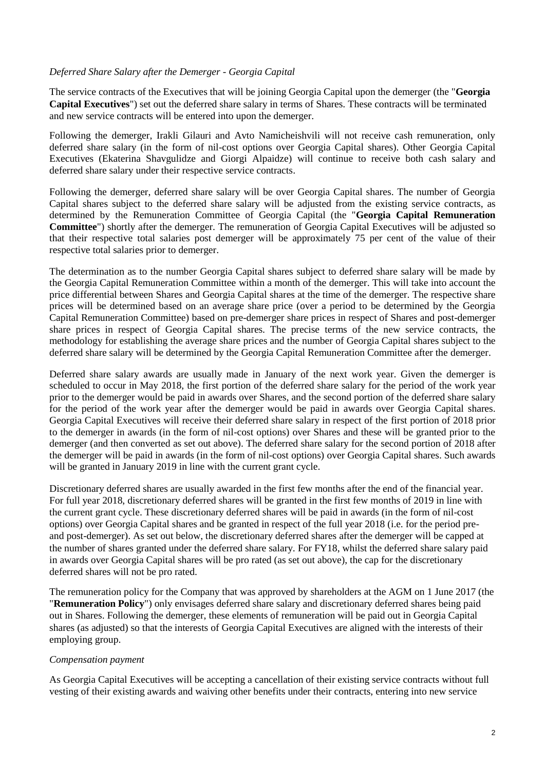*Deferred Share Salary after the Demerger - Georgia Capital*

The service contracts of the Executives that will be joining Georgia Capital upon the demerger (the "**Georgia Capital Executives**") set out the deferred share salary in terms of Shares. These contracts will be terminated and new service contracts will be entered into upon the demerger.

Following the demerger, Irakli Gilauri and Avto Namicheishvili will not receive cash remuneration, only deferred share salary (in the form of nil-cost options over Georgia Capital shares). Other Georgia Capital Executives (Ekaterina Shavgulidze and Giorgi Alpaidze) will continue to receive both cash salary and deferred share salary under their respective service contracts.

Following the demerger, deferred share salary will be over Georgia Capital shares. The number of Georgia Capital shares subject to the deferred share salary will be adjusted from the existing service contracts, as determined by the Remuneration Committee of Georgia Capital (the "**Georgia Capital Remuneration Committee**") shortly after the demerger. The remuneration of Georgia Capital Executives will be adjusted so that their respective total salaries post demerger will be approximately 75 per cent of the value of their respective total salaries prior to demerger.

The determination as to the number Georgia Capital shares subject to deferred share salary will be made by the Georgia Capital Remuneration Committee within a month of the demerger. This will take into account the price differential between Shares and Georgia Capital shares at the time of the demerger. The respective share prices will be determined based on an average share price (over a period to be determined by the Georgia Capital Remuneration Committee) based on pre-demerger share prices in respect of Shares and post-demerger share prices in respect of Georgia Capital shares. The precise terms of the new service contracts, the methodology for establishing the average share prices and the number of Georgia Capital shares subject to the deferred share salary will be determined by the Georgia Capital Remuneration Committee after the demerger.

Deferred share salary awards are usually made in January of the next work year. Given the demerger is scheduled to occur in May 2018, the first portion of the deferred share salary for the period of the work year prior to the demerger would be paid in awards over Shares, and the second portion of the deferred share salary for the period of the work year after the demerger would be paid in awards over Georgia Capital shares. Georgia Capital Executives will receive their deferred share salary in respect of the first portion of 2018 prior to the demerger in awards (in the form of nil-cost options) over Shares and these will be granted prior to the demerger (and then converted as set out above). The deferred share salary for the second portion of 2018 after the demerger will be paid in awards (in the form of nil-cost options) over Georgia Capital shares. Such awards will be granted in January 2019 in line with the current grant cycle.

Discretionary deferred shares are usually awarded in the first few months after the end of the financial year. For full year 2018, discretionary deferred shares will be granted in the first few months of 2019 in line with the current grant cycle. These discretionary deferred shares will be paid in awards (in the form of nil-cost options) over Georgia Capital shares and be granted in respect of the full year 2018 (i.e. for the period pre- and post-demerger). As set out below, the discretionary deferred shares after the demerger will be capped at the number of shares granted under the deferred share salary. For FY18, whilst the deferred share salary paid in awards over Georgia Capital shares will be pro rated (as set out above), the cap for the discretionary deferred shares will not be pro rated.

The remuneration policy for the Company that was approved by shareholders at the AGM on 1 June 2017 (the "**Remuneration Policy**") only envisages deferred share salary and discretionary deferred shares being paid out in Shares. Following the demerger, these elements of remuneration will be paid out in Georgia Capital shares (as adjusted) so that the interests of Georgia Capital Executives are aligned with the interests of their employing group.

*Compensation payment*

As Georgia Capital Executives will be accepting a cancellation of their existing service contracts without full vesting of their existing awards and waiving other benefits under their contracts, entering into new service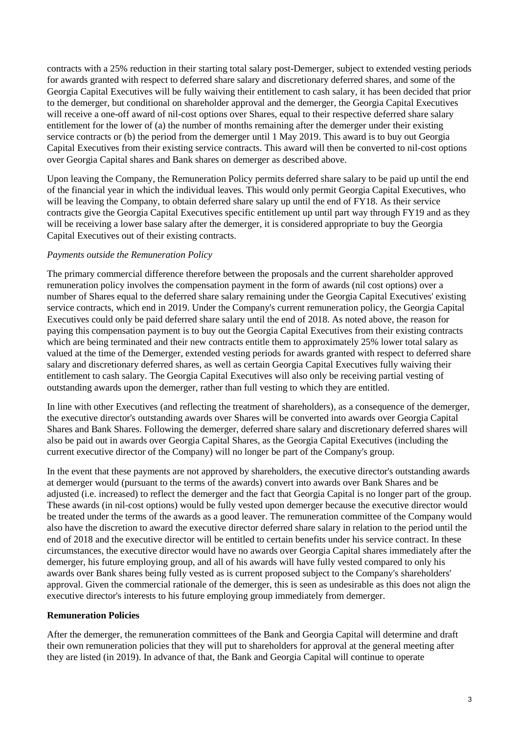contracts with a 25% reduction in their starting total salary post-Demerger, subject to extended vesting periods for awards granted with respect to deferred share salary and discretionary deferred shares, and some of the Georgia Capital Executives will be fully waiving their entitlement to cash salary, it has been decided that prior to the demerger, but conditional on shareholder approval and the demerger, the Georgia Capital Executives will receive a one-off award of nil-cost options over Shares, equal to their respective deferred share salary entitlement for the lower of (a) the number of months remaining after the demerger under their existing service contracts or (b) the period from the demerger until 1 May 2019. This award is to buy out Georgia Capital Executives from their existing service contracts. This award will then be converted to nil-cost options over Georgia Capital shares and Bank shares on demerger as described above.

Upon leaving the Company, the Remuneration Policy permits deferred share salary to be paid up until the end of the financial year in which the individual leaves. This would only permit Georgia Capital Executives, who will be leaving the Company, to obtain deferred share salary up until the end of FY18. As their service contracts give the Georgia Capital Executives specific entitlement up until part way through FY19 and as they will be receiving a lower base salary after the demerger, it is considered appropriate to buy the Georgia Capital Executives out of their existing contracts.

*Payments outside the Remuneration Policy*

The primary commercial difference therefore between the proposals and the current shareholder approved remuneration policy involves the compensation payment in the form of awards (nil cost options) over a number of Shares equal to the deferred share salary remaining under the Georgia Capital Executives' existing service contracts, which end in 2019. Under the Company's current remuneration policy, the Georgia Capital Executives could only be paid deferred share salary until the end of 2018. As noted above, the reason for paying this compensation payment is to buy out the Georgia Capital Executives from their existing contracts which are being terminated and their new contracts entitle them to approximately 25% lower total salary as valued at the time of the Demerger, extended vesting periods for awards granted with respect to deferred share salary and discretionary deferred shares, as well as certain Georgia Capital Executives fully waiving their entitlement to cash salary. The Georgia Capital Executives will also only be receiving partial vesting of outstanding awards upon the demerger, rather than full vesting to which they are entitled.

In line with other Executives (and reflecting the treatment of shareholders), as a consequence of the demerger, the executive director's outstanding awards over Shares will be converted into awards over Georgia Capital Shares and Bank Shares. Following the demerger, deferred share salary and discretionary deferred shares will also be paid out in awards over Georgia Capital Shares, as the Georgia Capital Executives (including the current executive director of the Company) will no longer be part of the Company's group.

In the event that these payments are not approved by shareholders, the executive director's outstanding awards at demerger would (pursuant to the terms of the awards) convert into awards over Bank Shares and be adjusted (i.e. increased) to reflect the demerger and the fact that Georgia Capital is no longer part of the group. These awards (in nil-cost options) would be fully vested upon demerger because the executive director would be treated under the terms of the awards as a good leaver. The remuneration committee of the Company would also have the discretion to award the executive director deferred share salary in relation to the period until the end of 2018 and the executive director will be entitled to certain benefits under his service contract. In these circumstances, the executive director would have no awards over Georgia Capital shares immediately after the demerger, his future employing group, and all of his awards will have fully vested compared to only his awards over Bank shares being fully vested as is current proposed subject to the Company's shareholders' approval. Given the commercial rationale of the demerger, this is seen as undesirable as this does not align the executive director's interests to his future employing group immediately from demerger.

**Remuneration Policies**

After the demerger, the remuneration committees of the Bank and Georgia Capital will determine and draft their own remuneration policies that they will put to shareholders for approval at the general meeting after they are listed (in 2019). In advance of that, the Bank and Georgia Capital will continue to operate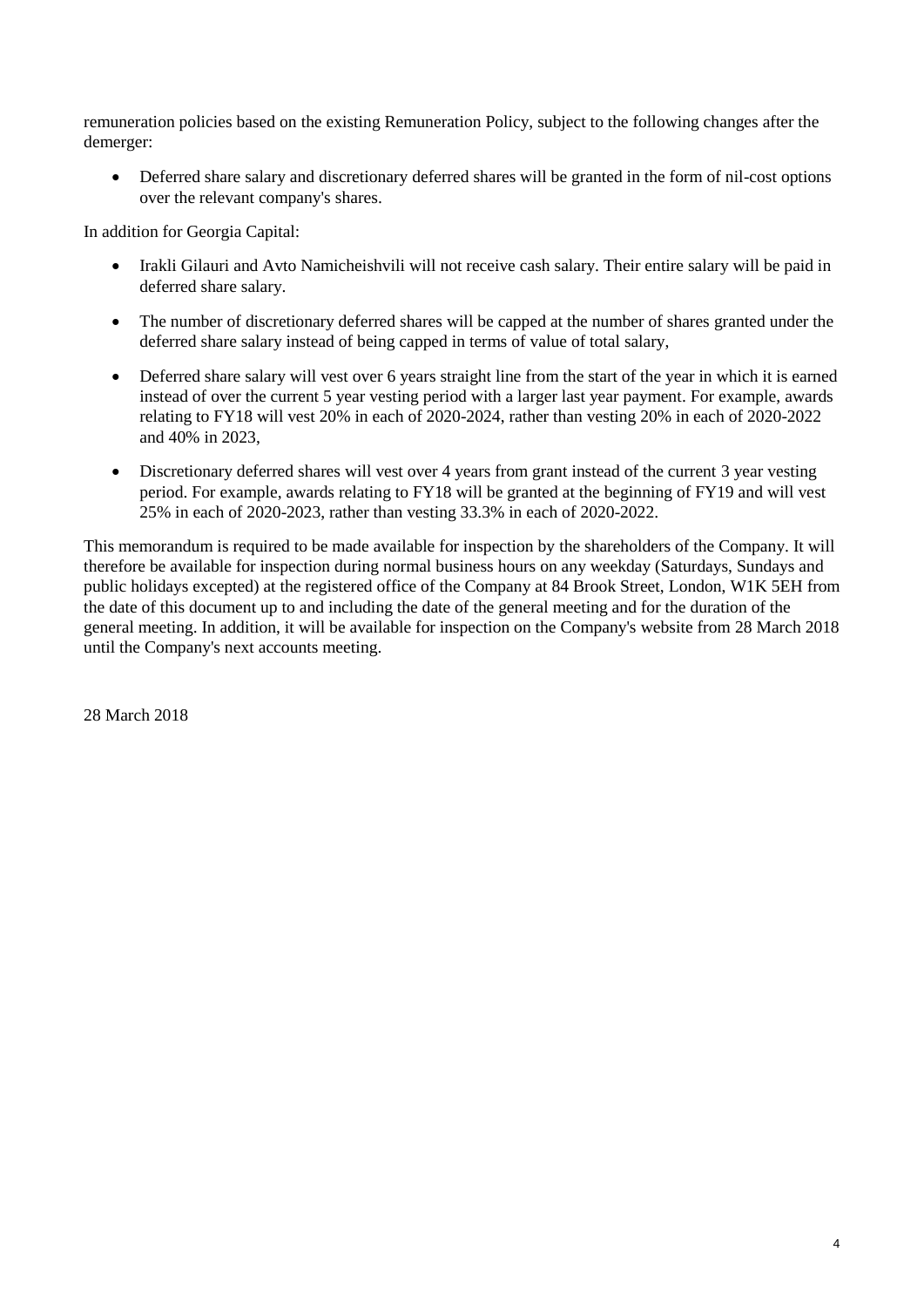remuneration policies based on the existing Remuneration Policy, subject to the following changes after the demerger:

- Deferred share salary and discretionary deferred shares will be granted in the form of nil-cost options over the relevant company's shares.

In addition for Georgia Capital:

- Irakli Gilauri and Avto Namicheishvili will not receive cash salary. Their entire salary will be paid in deferred share salary.
- The number of discretionary deferred shares will be capped at the number of shares granted under the deferred share salary instead of being capped in terms of value of total salary,
- Deferred share salary will vest over 6 years straight line from the start of the year in which it is earned instead of over the current 5 year vesting period with a larger last year payment. For example, awards relating to FY18 will vest 20% in each of 2020-2024, rather than vesting 20% in each of 2020-2022 and 40% in 2023,
- Discretionary deferred shares will vest over 4 years from grant instead of the current 3 year vesting period. For example, awards relating to FY18 will be granted at the beginning of FY19 and will vest 25% in each of 2020-2023, rather than vesting 33.3% in each of 2020-2022.

This memorandum is required to be made available for inspection by the shareholders of the Company. It will therefore be available for inspection during normal business hours on any weekday (Saturdays, Sundays and public holidays excepted) at the registered office of the Company at 84 Brook Street, London, W1K 5EH from the date of this document up to and including the date of the general meeting and for the duration of the general meeting. In addition, it will be available for inspection on the Company's website from 28 March 2018 until the Company's next accounts meeting.

28 March 2018